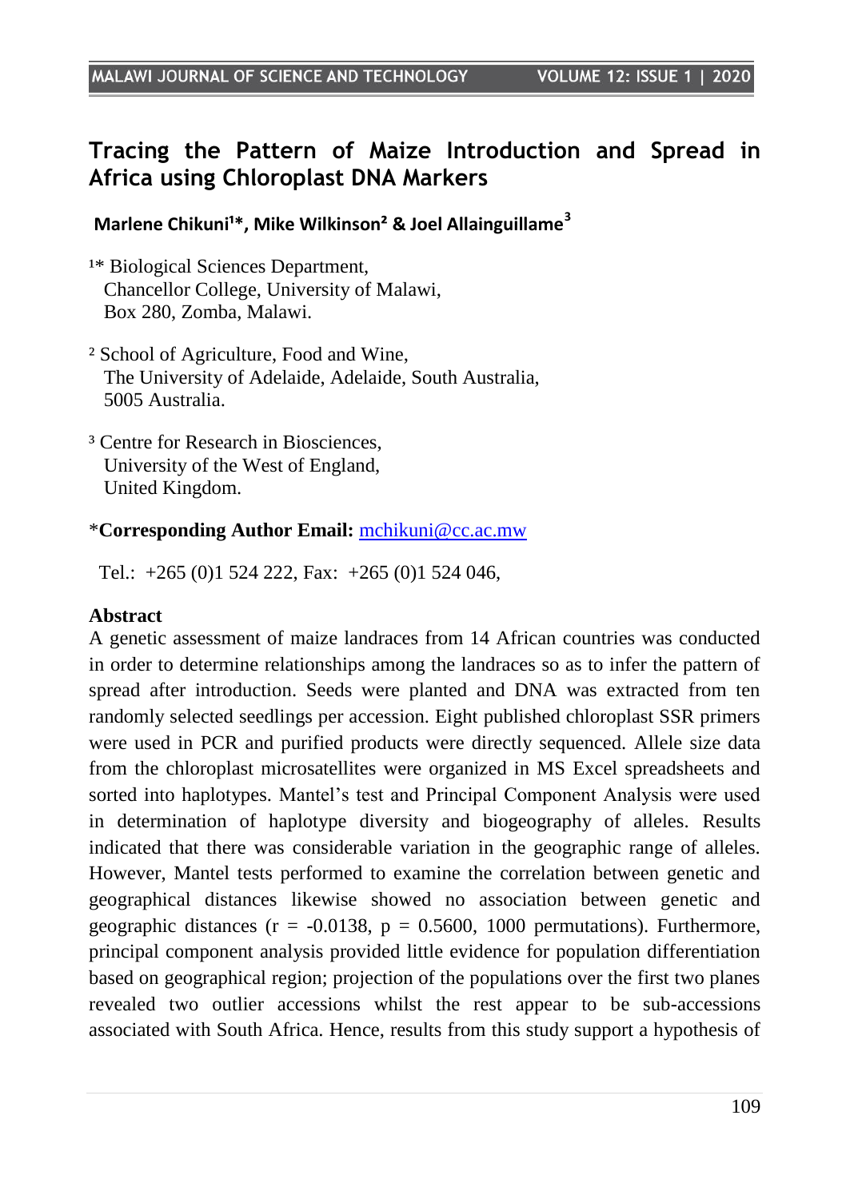# Tracing the Pattern of Maize Introduction and Spread in Africa using Chloroplast DNA Markers

**Marlene Chikuni[1]*, Mike Wilkinson[2] & Joel Allainguillame[3]**

[1]* Biological Sciences Department,
Chancellor College, University of Malawi,
Box 280, Zomba, Malawi.

[2] School of Agriculture, Food and Wine,
The University of Adelaide, Adelaide, South Australia,
5005 Australia.

[3] Centre for Research in Biosciences,
University of the West of England,
United Kingdom.

*__Corresponding Author Email:__ mchikuni@cc.ac.mw

Tel.: +265 (0)1 524 222, Fax: +265 (0)1 524 046,

## Abstract

A genetic assessment of maize landraces from 14 African countries was conducted in order to determine relationships among the landraces so as to infer the pattern of spread after introduction. Seeds were planted and DNA was extracted from ten randomly selected seedlings per accession. Eight published chloroplast SSR primers were used in PCR and purified products were directly sequenced. Allele size data from the chloroplast microsatellites were organized in MS Excel spreadsheets and sorted into haplotypes. Mantel's test and Principal Component Analysis were used in determination of haplotype diversity and biogeography of alleles. Results indicated that there was considerable variation in the geographic range of alleles. However, Mantel tests performed to examine the correlation between genetic and geographical distances likewise showed no association between genetic and geographic distances ($r = -0.0138$, $p = 0.5600$, 1000 permutations). Furthermore, principal component analysis provided little evidence for population differentiation based on geographical region; projection of the populations over the first two planes revealed two outlier accessions whilst the rest appear to be sub-accessions associated with South Africa. Hence, results from this study support a hypothesis of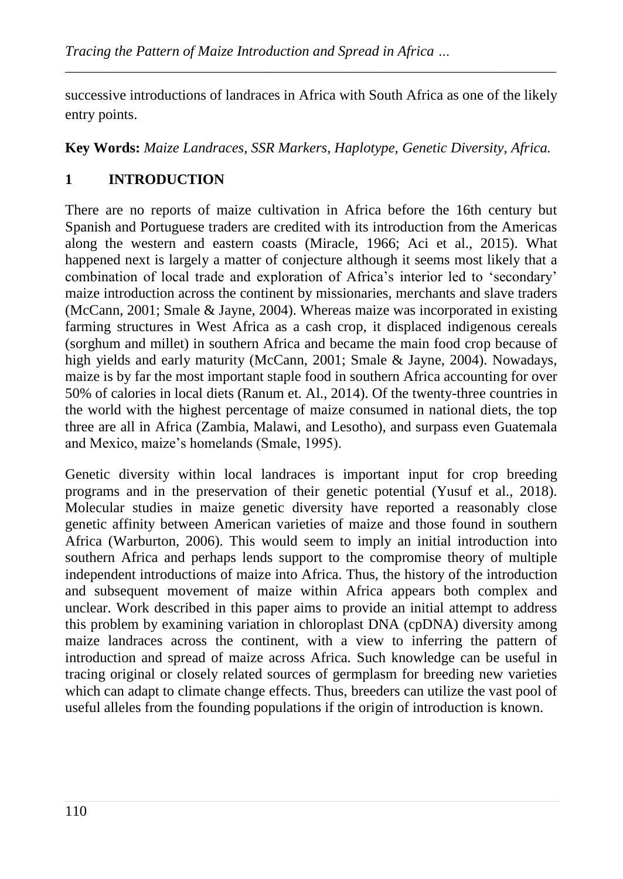successive introductions of landraces in Africa with South Africa as one of the likely entry points.

**Key Words:** *Maize Landraces, SSR Markers, Haplotype, Genetic Diversity, Africa.*

## 1 INTRODUCTION

There are no reports of maize cultivation in Africa before the 16th century but Spanish and Portuguese traders are credited with its introduction from the Americas along the western and eastern coasts (Miracle, 1966; Aci et al., 2015). What happened next is largely a matter of conjecture although it seems most likely that a combination of local trade and exploration of Africa's interior led to 'secondary' maize introduction across the continent by missionaries, merchants and slave traders (McCann, 2001; Smale & Jayne, 2004). Whereas maize was incorporated in existing farming structures in West Africa as a cash crop, it displaced indigenous cereals (sorghum and millet) in southern Africa and became the main food crop because of high yields and early maturity (McCann, 2001; Smale & Jayne, 2004). Nowadays, maize is by far the most important staple food in southern Africa accounting for over 50% of calories in local diets (Ranum et. Al., 2014). Of the twenty-three countries in the world with the highest percentage of maize consumed in national diets, the top three are all in Africa (Zambia, Malawi, and Lesotho), and surpass even Guatemala and Mexico, maize's homelands (Smale, 1995).

Genetic diversity within local landraces is important input for crop breeding programs and in the preservation of their genetic potential (Yusuf et al., 2018). Molecular studies in maize genetic diversity have reported a reasonably close genetic affinity between American varieties of maize and those found in southern Africa (Warburton, 2006). This would seem to imply an initial introduction into southern Africa and perhaps lends support to the compromise theory of multiple independent introductions of maize into Africa. Thus, the history of the introduction and subsequent movement of maize within Africa appears both complex and unclear. Work described in this paper aims to provide an initial attempt to address this problem by examining variation in chloroplast DNA (cpDNA) diversity among maize landraces across the continent, with a view to inferring the pattern of introduction and spread of maize across Africa. Such knowledge can be useful in tracing original or closely related sources of germplasm for breeding new varieties which can adapt to climate change effects. Thus, breeders can utilize the vast pool of useful alleles from the founding populations if the origin of introduction is known.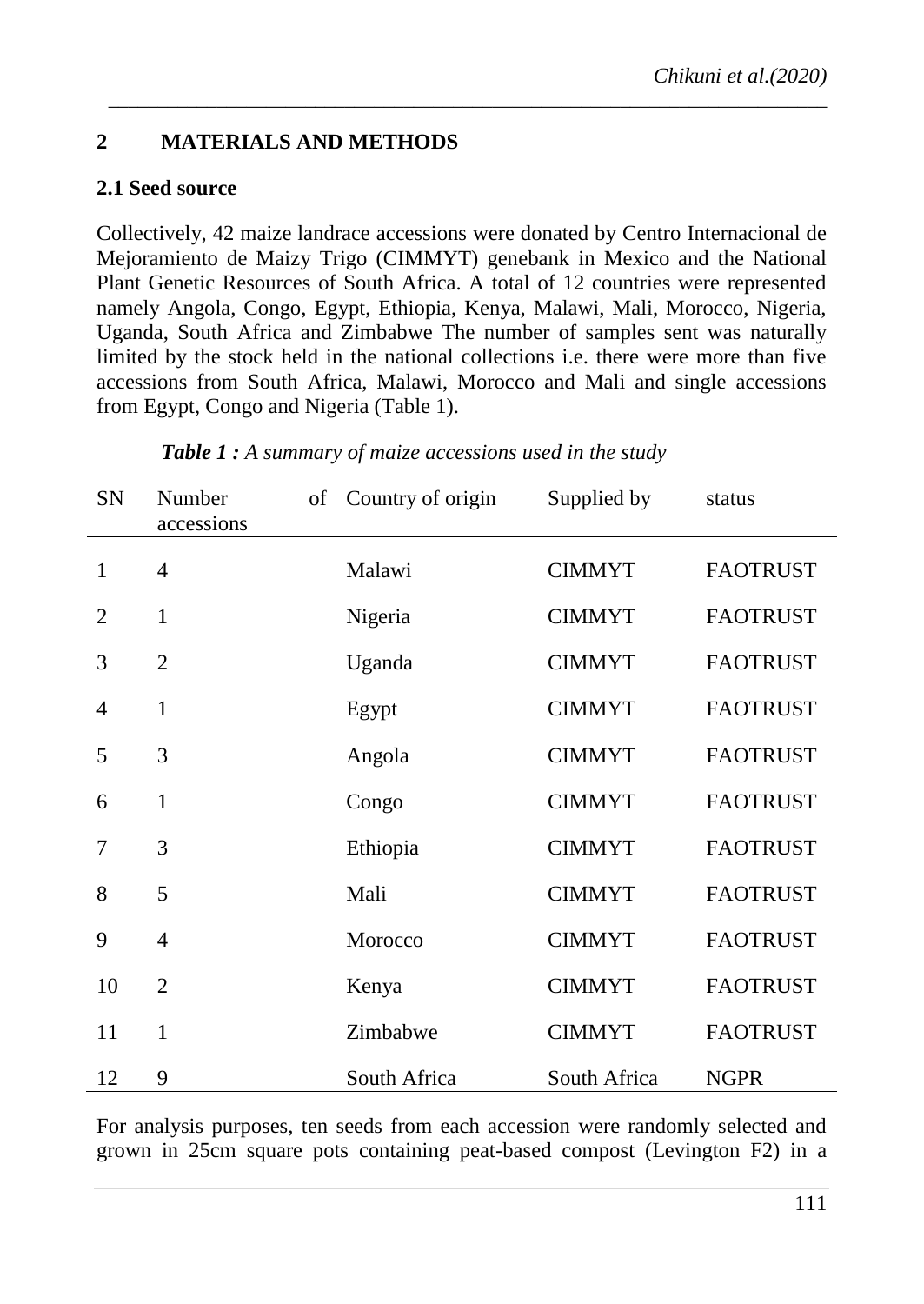## 2 MATERIALS AND METHODS

### 2.1 Seed source

Collectively, 42 maize landrace accessions were donated by Centro Internacional de Mejoramiento de Maizy Trigo (CIMMYT) genebank in Mexico and the National Plant Genetic Resources of South Africa. A total of 12 countries were represented namely Angola, Congo, Egypt, Ethiopia, Kenya, Malawi, Mali, Morocco, Nigeria, Uganda, South Africa and Zimbabwe The number of samples sent was naturally limited by the stock held in the national collections i.e. there were more than five accessions from South Africa, Malawi, Morocco and Mali and single accessions from Egypt, Congo and Nigeria (Table 1).

***Table 1 :*** *A summary of maize accessions used in the study*

| SN | Number of accessions | Country of origin | Supplied by | status |
|---|---|---|---|---|
| 1 | 4 | Malawi | CIMMYT | FAOTRUST |
| 2 | 1 | Nigeria | CIMMYT | FAOTRUST |
| 3 | 2 | Uganda | CIMMYT | FAOTRUST |
| 4 | 1 | Egypt | CIMMYT | FAOTRUST |
| 5 | 3 | Angola | CIMMYT | FAOTRUST |
| 6 | 1 | Congo | CIMMYT | FAOTRUST |
| 7 | 3 | Ethiopia | CIMMYT | FAOTRUST |
| 8 | 5 | Mali | CIMMYT | FAOTRUST |
| 9 | 4 | Morocco | CIMMYT | FAOTRUST |
| 10 | 2 | Kenya | CIMMYT | FAOTRUST |
| 11 | 1 | Zimbabwe | CIMMYT | FAOTRUST |
| 12 | 9 | South Africa | South Africa | NGPR |

For analysis purposes, ten seeds from each accession were randomly selected and grown in 25cm square pots containing peat-based compost (Levington F2) in a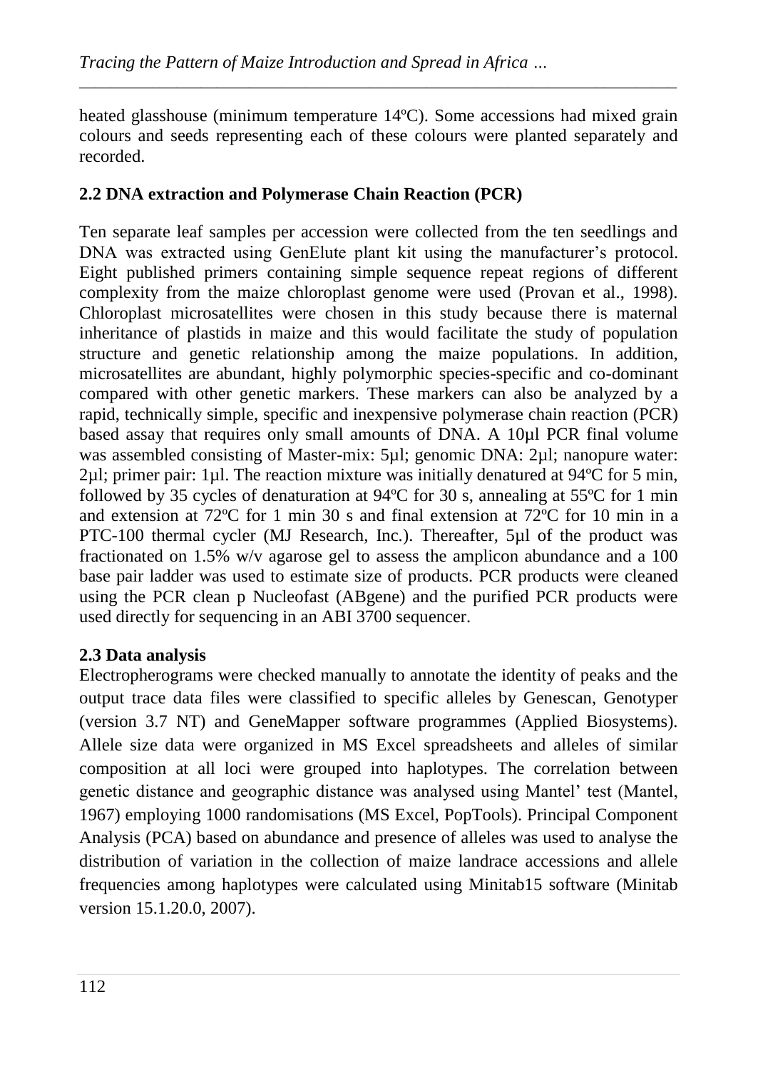heated glasshouse (minimum temperature 14ºC). Some accessions had mixed grain colours and seeds representing each of these colours were planted separately and recorded.

### 2.2 DNA extraction and Polymerase Chain Reaction (PCR)

Ten separate leaf samples per accession were collected from the ten seedlings and DNA was extracted using GenElute plant kit using the manufacturer's protocol. Eight published primers containing simple sequence repeat regions of different complexity from the maize chloroplast genome were used (Provan et al., 1998). Chloroplast microsatellites were chosen in this study because there is maternal inheritance of plastids in maize and this would facilitate the study of population structure and genetic relationship among the maize populations. In addition, microsatellites are abundant, highly polymorphic species-specific and co-dominant compared with other genetic markers. These markers can also be analyzed by a rapid, technically simple, specific and inexpensive polymerase chain reaction (PCR) based assay that requires only small amounts of DNA. A 10µl PCR final volume was assembled consisting of Master-mix: 5µl; genomic DNA: 2µl; nanopure water: 2µl; primer pair: 1µl. The reaction mixture was initially denatured at 94ºC for 5 min, followed by 35 cycles of denaturation at 94ºC for 30 s, annealing at 55ºC for 1 min and extension at 72ºC for 1 min 30 s and final extension at 72ºC for 10 min in a PTC-100 thermal cycler (MJ Research, Inc.). Thereafter, 5µl of the product was fractionated on 1.5% w/v agarose gel to assess the amplicon abundance and a 100 base pair ladder was used to estimate size of products. PCR products were cleaned using the PCR clean p Nucleofast (ABgene) and the purified PCR products were used directly for sequencing in an ABI 3700 sequencer.

### 2.3 Data analysis

Electropherograms were checked manually to annotate the identity of peaks and the output trace data files were classified to specific alleles by Genescan, Genotyper (version 3.7 NT) and GeneMapper software programmes (Applied Biosystems). Allele size data were organized in MS Excel spreadsheets and alleles of similar composition at all loci were grouped into haplotypes. The correlation between genetic distance and geographic distance was analysed using Mantel' test (Mantel, 1967) employing 1000 randomisations (MS Excel, PopTools). Principal Component Analysis (PCA) based on abundance and presence of alleles was used to analyse the distribution of variation in the collection of maize landrace accessions and allele frequencies among haplotypes were calculated using Minitab15 software (Minitab version 15.1.20.0, 2007).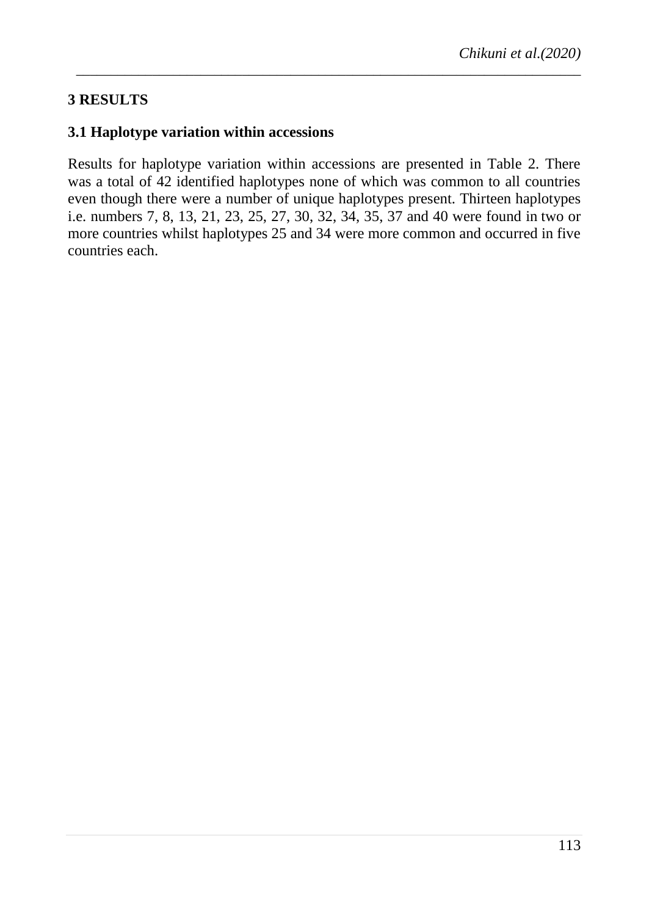## 3 RESULTS

### 3.1 Haplotype variation within accessions

Results for haplotype variation within accessions are presented in Table 2. There was a total of 42 identified haplotypes none of which was common to all countries even though there were a number of unique haplotypes present. Thirteen haplotypes i.e. numbers 7, 8, 13, 21, 23, 25, 27, 30, 32, 34, 35, 37 and 40 were found in two or more countries whilst haplotypes 25 and 34 were more common and occurred in five countries each.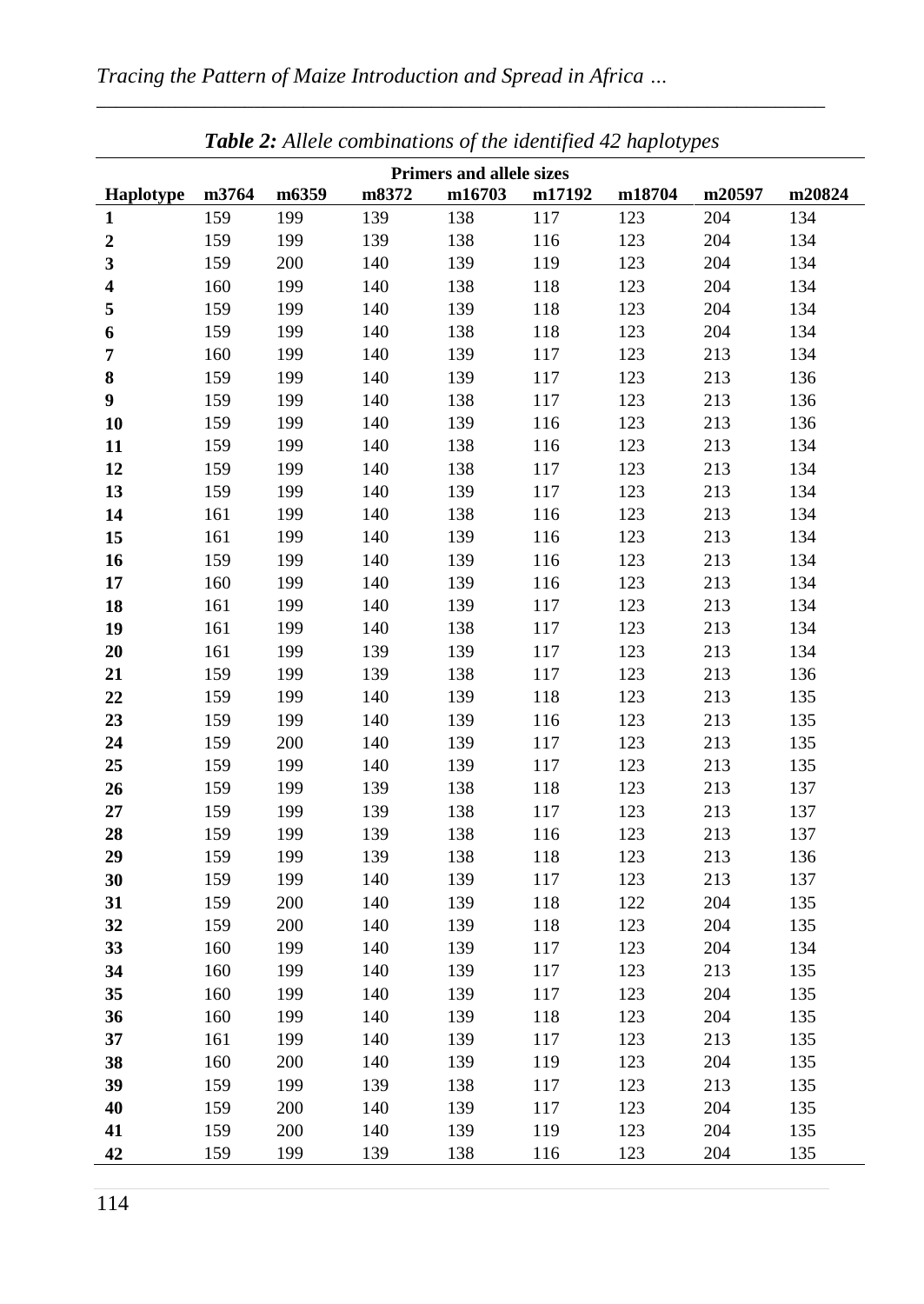*Table 2: Allele combinations of the identified 42 haplotypes*

| | Primers and allele sizes | | | | | | | |
|---|---|---|---|---|---|---|---|---|
| **Haplotype** | **m3764** | **m6359** | **m8372** | **m16703** | **m17192** | **m18704** | **m20597** | **m20824** |
| **1** | 159 | 199 | 139 | 138 | 117 | 123 | 204 | 134 |
| **2** | 159 | 199 | 139 | 138 | 116 | 123 | 204 | 134 |
| **3** | 159 | 200 | 140 | 139 | 119 | 123 | 204 | 134 |
| **4** | 160 | 199 | 140 | 138 | 118 | 123 | 204 | 134 |
| **5** | 159 | 199 | 140 | 139 | 118 | 123 | 204 | 134 |
| **6** | 159 | 199 | 140 | 138 | 118 | 123 | 204 | 134 |
| **7** | 160 | 199 | 140 | 139 | 117 | 123 | 213 | 134 |
| **8** | 159 | 199 | 140 | 139 | 117 | 123 | 213 | 136 |
| **9** | 159 | 199 | 140 | 138 | 117 | 123 | 213 | 136 |
| **10** | 159 | 199 | 140 | 139 | 116 | 123 | 213 | 136 |
| **11** | 159 | 199 | 140 | 138 | 116 | 123 | 213 | 134 |
| **12** | 159 | 199 | 140 | 138 | 117 | 123 | 213 | 134 |
| **13** | 159 | 199 | 140 | 139 | 117 | 123 | 213 | 134 |
| **14** | 161 | 199 | 140 | 138 | 116 | 123 | 213 | 134 |
| **15** | 161 | 199 | 140 | 139 | 116 | 123 | 213 | 134 |
| **16** | 159 | 199 | 140 | 139 | 116 | 123 | 213 | 134 |
| **17** | 160 | 199 | 140 | 139 | 116 | 123 | 213 | 134 |
| **18** | 161 | 199 | 140 | 139 | 117 | 123 | 213 | 134 |
| **19** | 161 | 199 | 140 | 138 | 117 | 123 | 213 | 134 |
| **20** | 161 | 199 | 139 | 139 | 117 | 123 | 213 | 134 |
| **21** | 159 | 199 | 139 | 138 | 117 | 123 | 213 | 136 |
| **22** | 159 | 199 | 140 | 139 | 118 | 123 | 213 | 135 |
| **23** | 159 | 199 | 140 | 139 | 116 | 123 | 213 | 135 |
| **24** | 159 | 200 | 140 | 139 | 117 | 123 | 213 | 135 |
| **25** | 159 | 199 | 140 | 139 | 117 | 123 | 213 | 135 |
| **26** | 159 | 199 | 139 | 138 | 118 | 123 | 213 | 137 |
| **27** | 159 | 199 | 139 | 138 | 117 | 123 | 213 | 137 |
| **28** | 159 | 199 | 139 | 138 | 116 | 123 | 213 | 137 |
| **29** | 159 | 199 | 139 | 138 | 118 | 123 | 213 | 136 |
| **30** | 159 | 199 | 140 | 139 | 117 | 123 | 213 | 137 |
| **31** | 159 | 200 | 140 | 139 | 118 | 122 | 204 | 135 |
| **32** | 159 | 200 | 140 | 139 | 118 | 123 | 204 | 135 |
| **33** | 160 | 199 | 140 | 139 | 117 | 123 | 204 | 134 |
| **34** | 160 | 199 | 140 | 139 | 117 | 123 | 213 | 135 |
| **35** | 160 | 199 | 140 | 139 | 117 | 123 | 204 | 135 |
| **36** | 160 | 199 | 140 | 139 | 118 | 123 | 204 | 135 |
| **37** | 161 | 199 | 140 | 139 | 117 | 123 | 213 | 135 |
| **38** | 160 | 200 | 140 | 139 | 119 | 123 | 204 | 135 |
| **39** | 159 | 199 | 139 | 138 | 117 | 123 | 213 | 135 |
| **40** | 159 | 200 | 140 | 139 | 117 | 123 | 204 | 135 |
| **41** | 159 | 200 | 140 | 139 | 119 | 123 | 204 | 135 |
| **42** | 159 | 199 | 139 | 138 | 116 | 123 | 204 | 135 |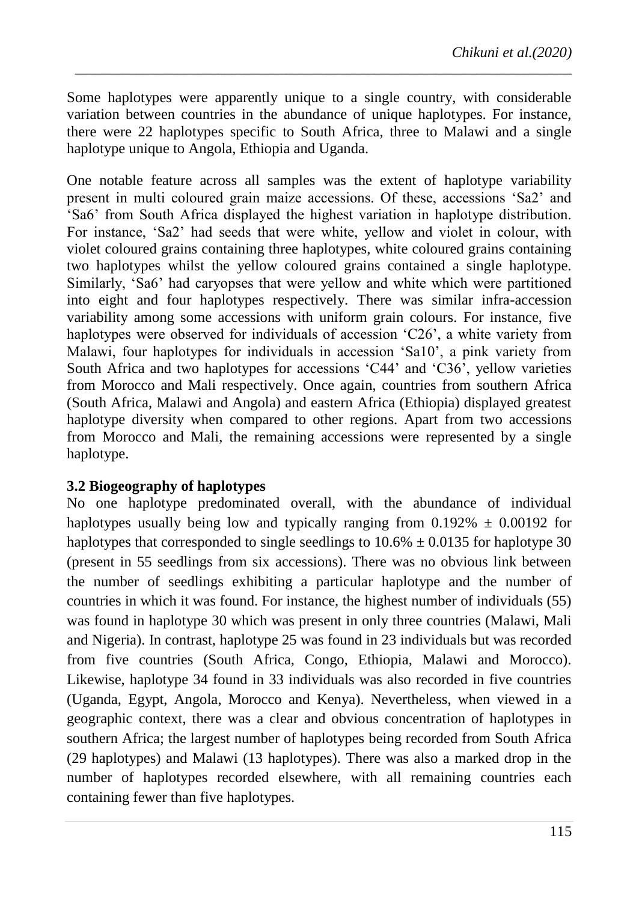Some haplotypes were apparently unique to a single country, with considerable variation between countries in the abundance of unique haplotypes. For instance, there were 22 haplotypes specific to South Africa, three to Malawi and a single haplotype unique to Angola, Ethiopia and Uganda.

One notable feature across all samples was the extent of haplotype variability present in multi coloured grain maize accessions. Of these, accessions 'Sa2' and 'Sa6' from South Africa displayed the highest variation in haplotype distribution. For instance, 'Sa2' had seeds that were white, yellow and violet in colour, with violet coloured grains containing three haplotypes, white coloured grains containing two haplotypes whilst the yellow coloured grains contained a single haplotype. Similarly, 'Sa6' had caryopses that were yellow and white which were partitioned into eight and four haplotypes respectively. There was similar infra-accession variability among some accessions with uniform grain colours. For instance, five haplotypes were observed for individuals of accession 'C26', a white variety from Malawi, four haplotypes for individuals in accession 'Sa10', a pink variety from South Africa and two haplotypes for accessions 'C44' and 'C36', yellow varieties from Morocco and Mali respectively. Once again, countries from southern Africa (South Africa, Malawi and Angola) and eastern Africa (Ethiopia) displayed greatest haplotype diversity when compared to other regions. Apart from two accessions from Morocco and Mali, the remaining accessions were represented by a single haplotype.

### 3.2 Biogeography of haplotypes

No one haplotype predominated overall, with the abundance of individual haplotypes usually being low and typically ranging from $0.192\% \pm 0.00192$ for haplotypes that corresponded to single seedlings to $10.6\% \pm 0.0135$ for haplotype 30 (present in 55 seedlings from six accessions). There was no obvious link between the number of seedlings exhibiting a particular haplotype and the number of countries in which it was found. For instance, the highest number of individuals (55) was found in haplotype 30 which was present in only three countries (Malawi, Mali and Nigeria). In contrast, haplotype 25 was found in 23 individuals but was recorded from five countries (South Africa, Congo, Ethiopia, Malawi and Morocco). Likewise, haplotype 34 found in 33 individuals was also recorded in five countries (Uganda, Egypt, Angola, Morocco and Kenya). Nevertheless, when viewed in a geographic context, there was a clear and obvious concentration of haplotypes in southern Africa; the largest number of haplotypes being recorded from South Africa (29 haplotypes) and Malawi (13 haplotypes). There was also a marked drop in the number of haplotypes recorded elsewhere, with all remaining countries each containing fewer than five haplotypes.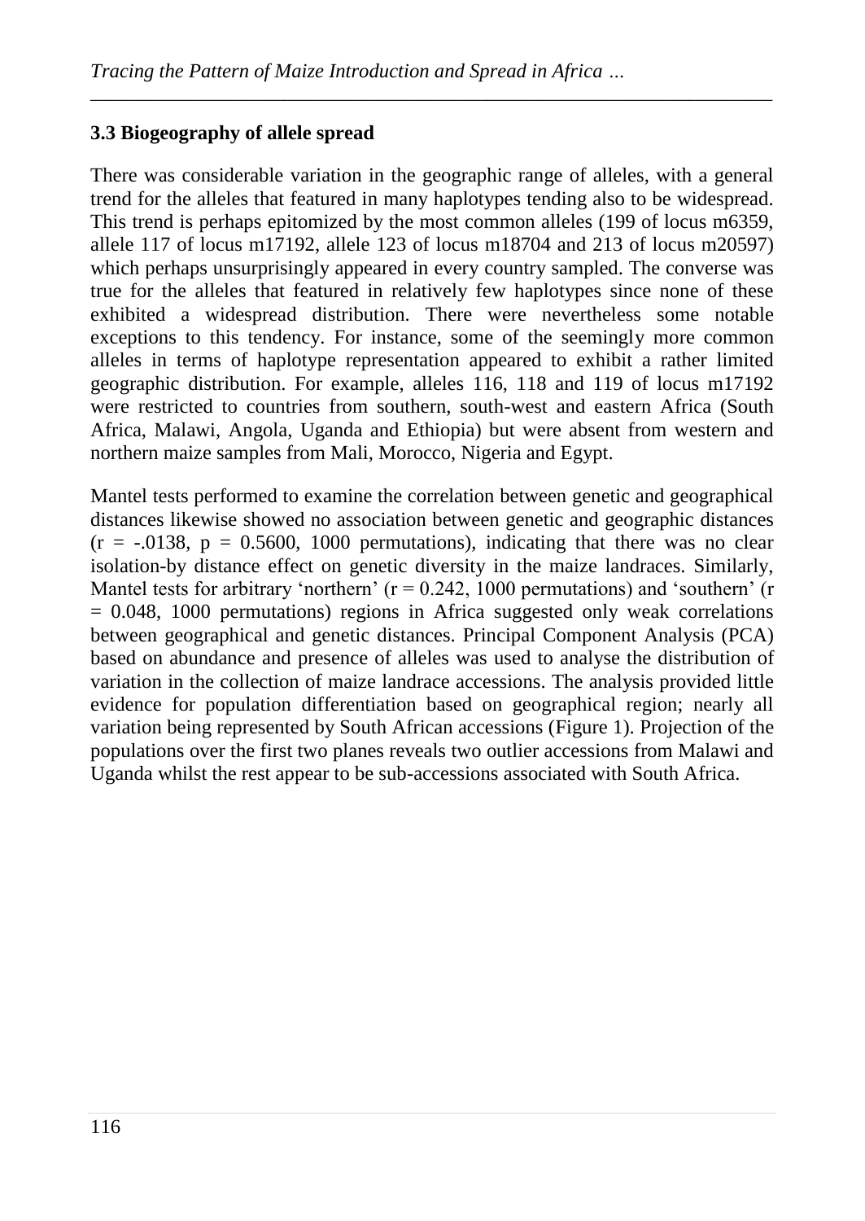### 3.3 Biogeography of allele spread

There was considerable variation in the geographic range of alleles, with a general trend for the alleles that featured in many haplotypes tending also to be widespread. This trend is perhaps epitomized by the most common alleles (199 of locus m6359, allele 117 of locus m17192, allele 123 of locus m18704 and 213 of locus m20597) which perhaps unsurprisingly appeared in every country sampled. The converse was true for the alleles that featured in relatively few haplotypes since none of these exhibited a widespread distribution. There were nevertheless some notable exceptions to this tendency. For instance, some of the seemingly more common alleles in terms of haplotype representation appeared to exhibit a rather limited geographic distribution. For example, alleles 116, 118 and 119 of locus m17192 were restricted to countries from southern, south-west and eastern Africa (South Africa, Malawi, Angola, Uganda and Ethiopia) but were absent from western and northern maize samples from Mali, Morocco, Nigeria and Egypt.

Mantel tests performed to examine the correlation between genetic and geographical distances likewise showed no association between genetic and geographic distances ($r = -.0138$, $p = 0.5600$, 1000 permutations), indicating that there was no clear isolation-by distance effect on genetic diversity in the maize landraces. Similarly, Mantel tests for arbitrary 'northern' ($r = 0.242$, 1000 permutations) and 'southern' ($r = 0.048$, 1000 permutations) regions in Africa suggested only weak correlations between geographical and genetic distances. Principal Component Analysis (PCA) based on abundance and presence of alleles was used to analyse the distribution of variation in the collection of maize landrace accessions. The analysis provided little evidence for population differentiation based on geographical region; nearly all variation being represented by South African accessions (Figure 1). Projection of the populations over the first two planes reveals two outlier accessions from Malawi and Uganda whilst the rest appear to be sub-accessions associated with South Africa.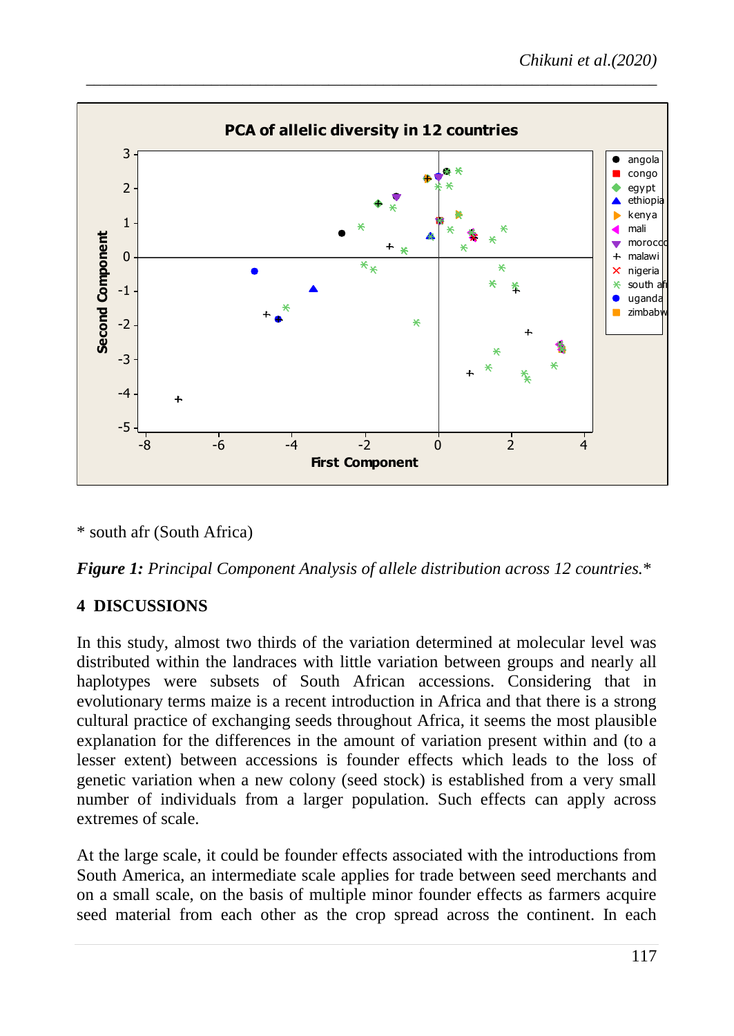* south afr (South Africa)

***Figure 1:*** *Principal Component Analysis of allele distribution across 12 countries.**

## 4 DISCUSSIONS

In this study, almost two thirds of the variation determined at molecular level was distributed within the landraces with little variation between groups and nearly all haplotypes were subsets of South African accessions. Considering that in evolutionary terms maize is a recent introduction in Africa and that there is a strong cultural practice of exchanging seeds throughout Africa, it seems the most plausible explanation for the differences in the amount of variation present within and (to a lesser extent) between accessions is founder effects which leads to the loss of genetic variation when a new colony (seed stock) is established from a very small number of individuals from a larger population. Such effects can apply across extremes of scale.

At the large scale, it could be founder effects associated with the introductions from South America, an intermediate scale applies for trade between seed merchants and on a small scale, on the basis of multiple minor founder effects as farmers acquire seed material from each other as the crop spread across the continent. In each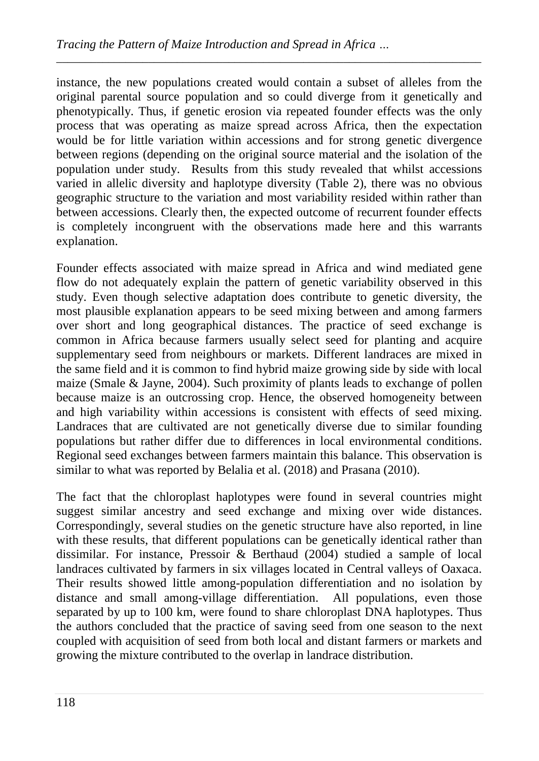instance, the new populations created would contain a subset of alleles from the original parental source population and so could diverge from it genetically and phenotypically. Thus, if genetic erosion via repeated founder effects was the only process that was operating as maize spread across Africa, then the expectation would be for little variation within accessions and for strong genetic divergence between regions (depending on the original source material and the isolation of the population under study. Results from this study revealed that whilst accessions varied in allelic diversity and haplotype diversity (Table 2), there was no obvious geographic structure to the variation and most variability resided within rather than between accessions. Clearly then, the expected outcome of recurrent founder effects is completely incongruent with the observations made here and this warrants explanation.

Founder effects associated with maize spread in Africa and wind mediated gene flow do not adequately explain the pattern of genetic variability observed in this study. Even though selective adaptation does contribute to genetic diversity, the most plausible explanation appears to be seed mixing between and among farmers over short and long geographical distances. The practice of seed exchange is common in Africa because farmers usually select seed for planting and acquire supplementary seed from neighbours or markets. Different landraces are mixed in the same field and it is common to find hybrid maize growing side by side with local maize (Smale & Jayne, 2004). Such proximity of plants leads to exchange of pollen because maize is an outcrossing crop. Hence, the observed homogeneity between and high variability within accessions is consistent with effects of seed mixing. Landraces that are cultivated are not genetically diverse due to similar founding populations but rather differ due to differences in local environmental conditions. Regional seed exchanges between farmers maintain this balance. This observation is similar to what was reported by Belalia et al. (2018) and Prasana (2010).

The fact that the chloroplast haplotypes were found in several countries might suggest similar ancestry and seed exchange and mixing over wide distances. Correspondingly, several studies on the genetic structure have also reported, in line with these results, that different populations can be genetically identical rather than dissimilar. For instance, Pressoir & Berthaud (2004) studied a sample of local landraces cultivated by farmers in six villages located in Central valleys of Oaxaca. Their results showed little among-population differentiation and no isolation by distance and small among-village differentiation. All populations, even those separated by up to 100 km, were found to share chloroplast DNA haplotypes. Thus the authors concluded that the practice of saving seed from one season to the next coupled with acquisition of seed from both local and distant farmers or markets and growing the mixture contributed to the overlap in landrace distribution.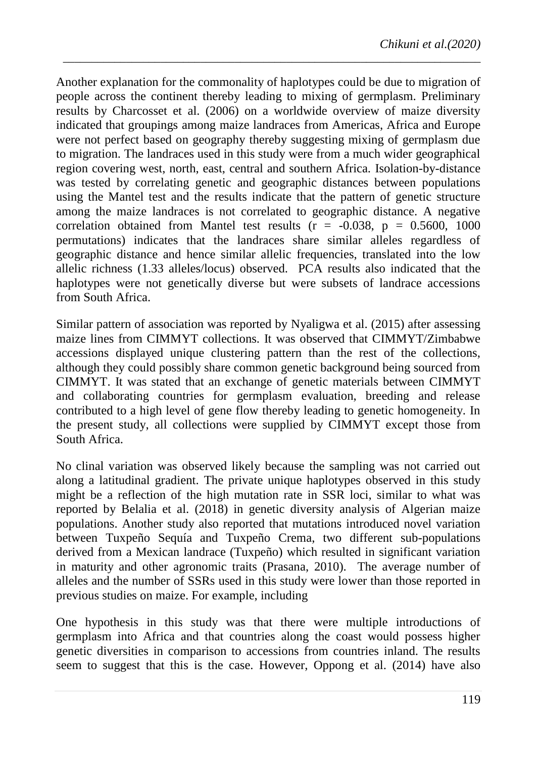Another explanation for the commonality of haplotypes could be due to migration of people across the continent thereby leading to mixing of germplasm. Preliminary results by Charcosset et al. (2006) on a worldwide overview of maize diversity indicated that groupings among maize landraces from Americas, Africa and Europe were not perfect based on geography thereby suggesting mixing of germplasm due to migration. The landraces used in this study were from a much wider geographical region covering west, north, east, central and southern Africa. Isolation-by-distance was tested by correlating genetic and geographic distances between populations using the Mantel test and the results indicate that the pattern of genetic structure among the maize landraces is not correlated to geographic distance. A negative correlation obtained from Mantel test results ($r = -0.038$, $p = 0.5600$, 1000 permutations) indicates that the landraces share similar alleles regardless of geographic distance and hence similar allelic frequencies, translated into the low allelic richness (1.33 alleles/locus) observed. PCA results also indicated that the haplotypes were not genetically diverse but were subsets of landrace accessions from South Africa.

Similar pattern of association was reported by Nyaligwa et al. (2015) after assessing maize lines from CIMMYT collections. It was observed that CIMMYT/Zimbabwe accessions displayed unique clustering pattern than the rest of the collections, although they could possibly share common genetic background being sourced from CIMMYT. It was stated that an exchange of genetic materials between CIMMYT and collaborating countries for germplasm evaluation, breeding and release contributed to a high level of gene flow thereby leading to genetic homogeneity. In the present study, all collections were supplied by CIMMYT except those from South Africa.

No clinal variation was observed likely because the sampling was not carried out along a latitudinal gradient. The private unique haplotypes observed in this study might be a reflection of the high mutation rate in SSR loci, similar to what was reported by Belalia et al. (2018) in genetic diversity analysis of Algerian maize populations. Another study also reported that mutations introduced novel variation between Tuxpeño Sequía and Tuxpeño Crema, two different sub-populations derived from a Mexican landrace (Tuxpeño) which resulted in significant variation in maturity and other agronomic traits (Prasana, 2010). The average number of alleles and the number of SSRs used in this study were lower than those reported in previous studies on maize. For example, including

One hypothesis in this study was that there were multiple introductions of germplasm into Africa and that countries along the coast would possess higher genetic diversities in comparison to accessions from countries inland. The results seem to suggest that this is the case. However, Oppong et al. (2014) have also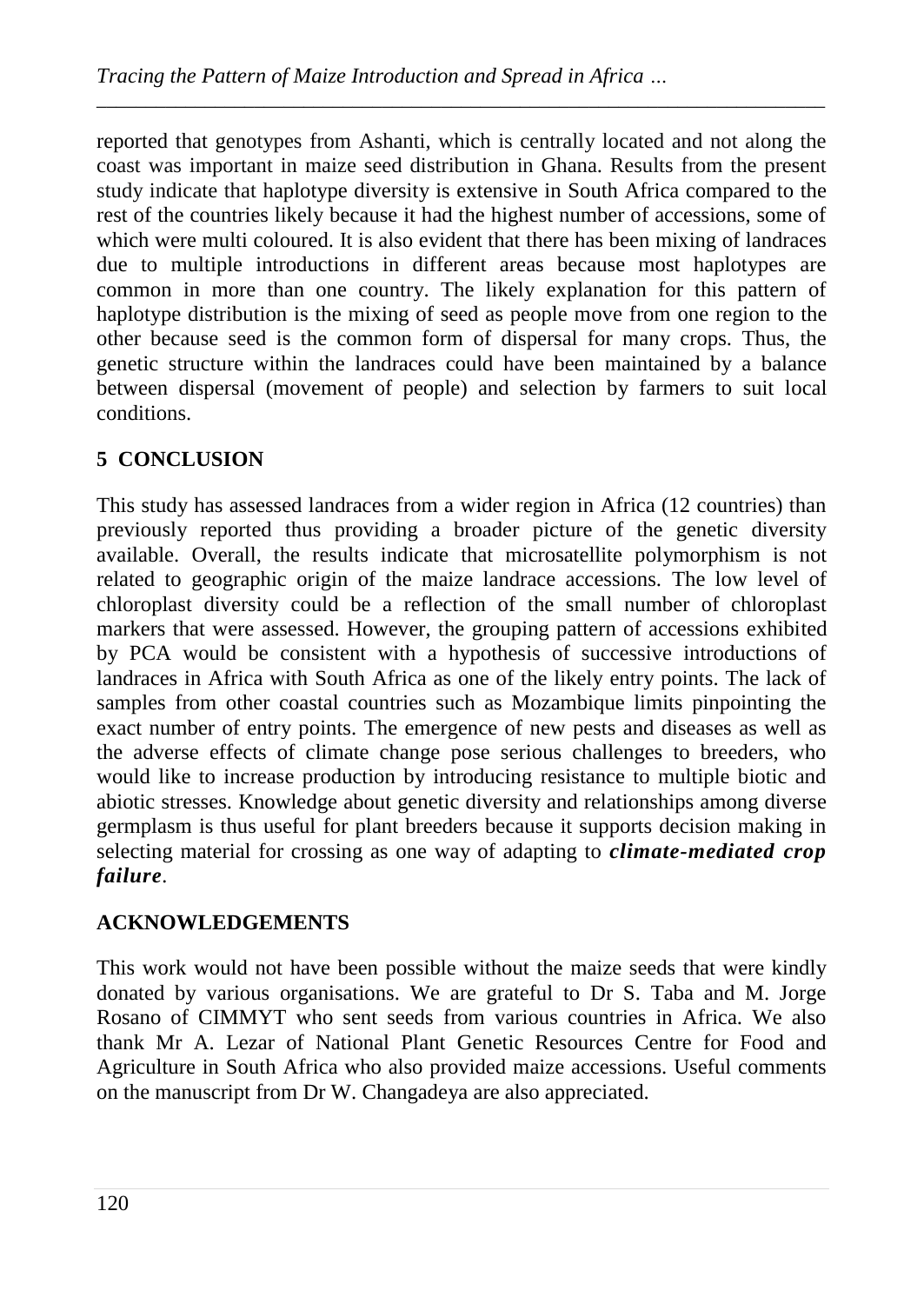reported that genotypes from Ashanti, which is centrally located and not along the coast was important in maize seed distribution in Ghana. Results from the present study indicate that haplotype diversity is extensive in South Africa compared to the rest of the countries likely because it had the highest number of accessions, some of which were multi coloured. It is also evident that there has been mixing of landraces due to multiple introductions in different areas because most haplotypes are common in more than one country. The likely explanation for this pattern of haplotype distribution is the mixing of seed as people move from one region to the other because seed is the common form of dispersal for many crops. Thus, the genetic structure within the landraces could have been maintained by a balance between dispersal (movement of people) and selection by farmers to suit local conditions.

## 5 CONCLUSION

This study has assessed landraces from a wider region in Africa (12 countries) than previously reported thus providing a broader picture of the genetic diversity available. Overall, the results indicate that microsatellite polymorphism is not related to geographic origin of the maize landrace accessions. The low level of chloroplast diversity could be a reflection of the small number of chloroplast markers that were assessed. However, the grouping pattern of accessions exhibited by PCA would be consistent with a hypothesis of successive introductions of landraces in Africa with South Africa as one of the likely entry points. The lack of samples from other coastal countries such as Mozambique limits pinpointing the exact number of entry points. The emergence of new pests and diseases as well as the adverse effects of climate change pose serious challenges to breeders, who would like to increase production by introducing resistance to multiple biotic and abiotic stresses. Knowledge about genetic diversity and relationships among diverse germplasm is thus useful for plant breeders because it supports decision making in selecting material for crossing as one way of adapting to ***climate-mediated crop failure***.

## ACKNOWLEDGEMENTS

This work would not have been possible without the maize seeds that were kindly donated by various organisations. We are grateful to Dr S. Taba and M. Jorge Rosano of CIMMYT who sent seeds from various countries in Africa. We also thank Mr A. Lezar of National Plant Genetic Resources Centre for Food and Agriculture in South Africa who also provided maize accessions. Useful comments on the manuscript from Dr W. Changadeya are also appreciated.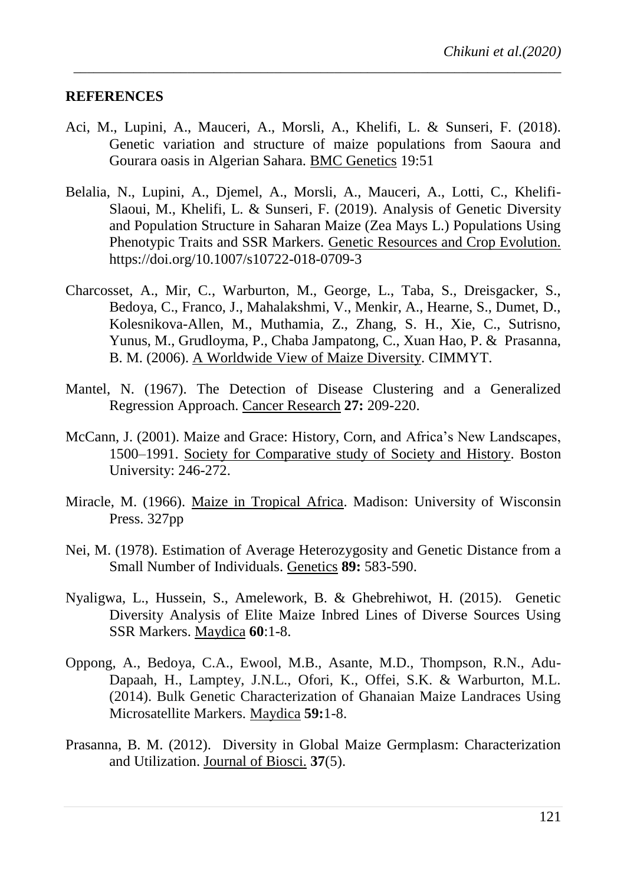**REFERENCES**

Aci, M., Lupini, A., Mauceri, A., Morsli, A., Khelifi, L. & Sunseri, F. (2018). Genetic variation and structure of maize populations from Saoura and Gourara oasis in Algerian Sahara. BMC Genetics 19:51

Belalia, N., Lupini, A., Djemel, A., Morsli, A., Mauceri, A., Lotti, C., Khelifi-Slaoui, M., Khelifi, L. & Sunseri, F. (2019). Analysis of Genetic Diversity and Population Structure in Saharan Maize (Zea Mays L.) Populations Using Phenotypic Traits and SSR Markers. Genetic Resources and Crop Evolution. https://doi.org/10.1007/s10722-018-0709-3

Charcosset, A., Mir, C., Warburton, M., George, L., Taba, S., Dreisgacker, S., Bedoya, C., Franco, J., Mahalakshmi, V., Menkir, A., Hearne, S., Dumet, D., Kolesnikova-Allen, M., Muthamia, Z., Zhang, S. H., Xie, C., Sutrisno, Yunus, M., Grudloyma, P., Chaba Jampatong, C., Xuan Hao, P. & Prasanna, B. M. (2006). A Worldwide View of Maize Diversity. CIMMYT.

Mantel, N. (1967). The Detection of Disease Clustering and a Generalized Regression Approach. Cancer Research **27:** 209-220.

McCann, J. (2001). Maize and Grace: History, Corn, and Africa's New Landscapes, 1500–1991. Society for Comparative study of Society and History. Boston University: 246-272.

Miracle, M. (1966). Maize in Tropical Africa. Madison: University of Wisconsin Press. 327pp

Nei, M. (1978). Estimation of Average Heterozygosity and Genetic Distance from a Small Number of Individuals. Genetics **89:** 583-590.

Nyaligwa, L., Hussein, S., Amelework, B. & Ghebrehiwot, H. (2015). Genetic Diversity Analysis of Elite Maize Inbred Lines of Diverse Sources Using SSR Markers. Maydica **60**:1-8.

Oppong, A., Bedoya, C.A., Ewool, M.B., Asante, M.D., Thompson, R.N., Adu-Dapaah, H., Lamptey, J.N.L., Ofori, K., Offei, S.K. & Warburton, M.L. (2014). Bulk Genetic Characterization of Ghanaian Maize Landraces Using Microsatellite Markers. Maydica **59:**1-8.

Prasanna, B. M. (2012). Diversity in Global Maize Germplasm: Characterization and Utilization. Journal of Biosci. **37**(5).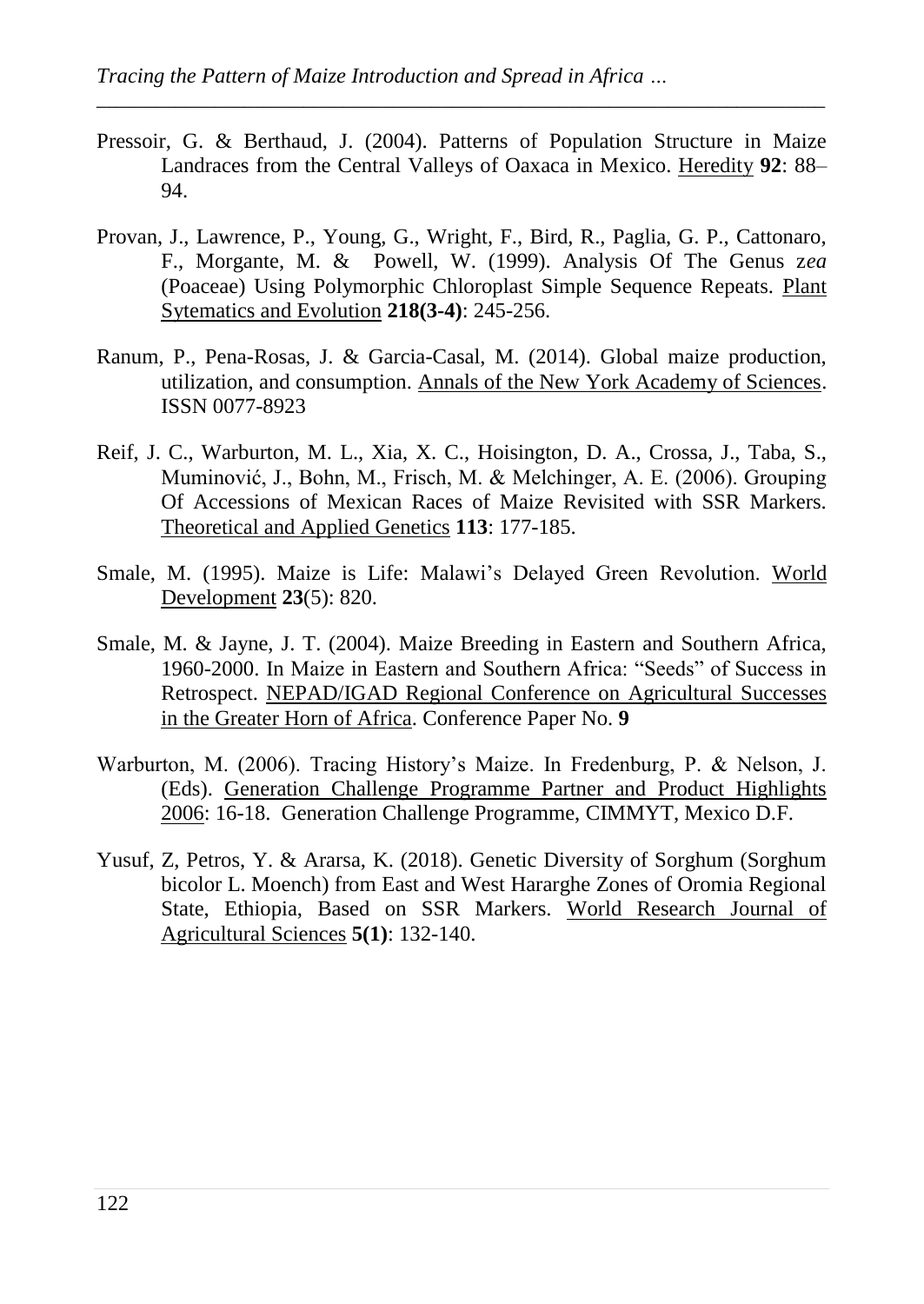Pressoir, G. & Berthaud, J. (2004). Patterns of Population Structure in Maize Landraces from the Central Valleys of Oaxaca in Mexico. Heredity **92**: 88–94.

Provan, J., Lawrence, P., Young, G., Wright, F., Bird, R., Paglia, G. P., Cattonaro, F., Morgante, M. & Powell, W. (1999). Analysis Of The Genus z*ea* (Poaceae) Using Polymorphic Chloroplast Simple Sequence Repeats. Plant Sytematics and Evolution **218(3-4)**: 245-256.

Ranum, P., Pena-Rosas, J. & Garcia-Casal, M. (2014). Global maize production, utilization, and consumption. Annals of the New York Academy of Sciences. ISSN 0077-8923

Reif, J. C., Warburton, M. L., Xia, X. C., Hoisington, D. A., Crossa, J., Taba, S., Muminović, J., Bohn, M., Frisch, M. & Melchinger, A. E. (2006). Grouping Of Accessions of Mexican Races of Maize Revisited with SSR Markers. Theoretical and Applied Genetics **113**: 177-185.

Smale, M. (1995). Maize is Life: Malawi's Delayed Green Revolution. World Development **23**(5): 820.

Smale, M. & Jayne, J. T. (2004). Maize Breeding in Eastern and Southern Africa, 1960-2000. In Maize in Eastern and Southern Africa: "Seeds" of Success in Retrospect. NEPAD/IGAD Regional Conference on Agricultural Successes in the Greater Horn of Africa. Conference Paper No. **9**

Warburton, M. (2006). Tracing History's Maize. In Fredenburg, P. & Nelson, J. (Eds). Generation Challenge Programme Partner and Product Highlights 2006: 16-18. Generation Challenge Programme, CIMMYT, Mexico D.F.

Yusuf, Z, Petros, Y. & Ararsa, K. (2018). Genetic Diversity of Sorghum (Sorghum bicolor L. Moench) from East and West Hararghe Zones of Oromia Regional State, Ethiopia, Based on SSR Markers. World Research Journal of Agricultural Sciences **5(1)**: 132-140.